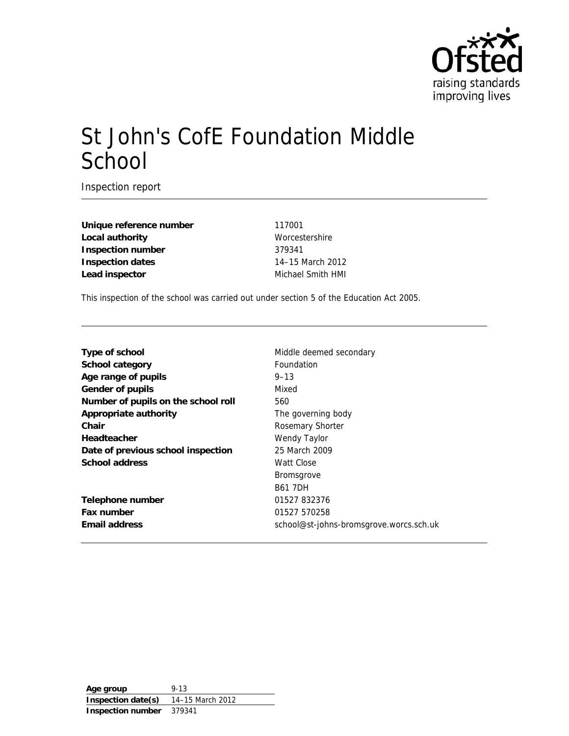# St John's CofE Foundation Middle School

Inspection report

| | |
|---|---|
| **Unique reference number** | 117001 |
| **Local authority** | Worcestershire |
| **Inspection number** | 379341 |
| **Inspection dates** | 14–15 March 2012 |
| **Lead inspector** | Michael Smith HMI |

This inspection of the school was carried out under section 5 of the Education Act 2005.

| | |
|---|---|
| **Type of school** | Middle deemed secondary |
| **School category** | Foundation |
| **Age range of pupils** | 9–13 |
| **Gender of pupils** | Mixed |
| **Number of pupils on the school roll** | 560 |
| **Appropriate authority** | The governing body |
| **Chair** | Rosemary Shorter |
| **Headteacher** | Wendy Taylor |
| **Date of previous school inspection** | 25 March 2009 |
| **School address** | Watt Close<br>Bromsgrove<br>B61 7DH |
| **Telephone number** | 01527 832376 |
| **Fax number** | 01527 570258 |
| **Email address** | school@st-johns-bromsgrove.worcs.sch.uk |

| | |
|---|---|
| **Age group** | 9-13 |
| **Inspection date(s)** | 14–15 March 2012 |
| **Inspection number** | 379341 |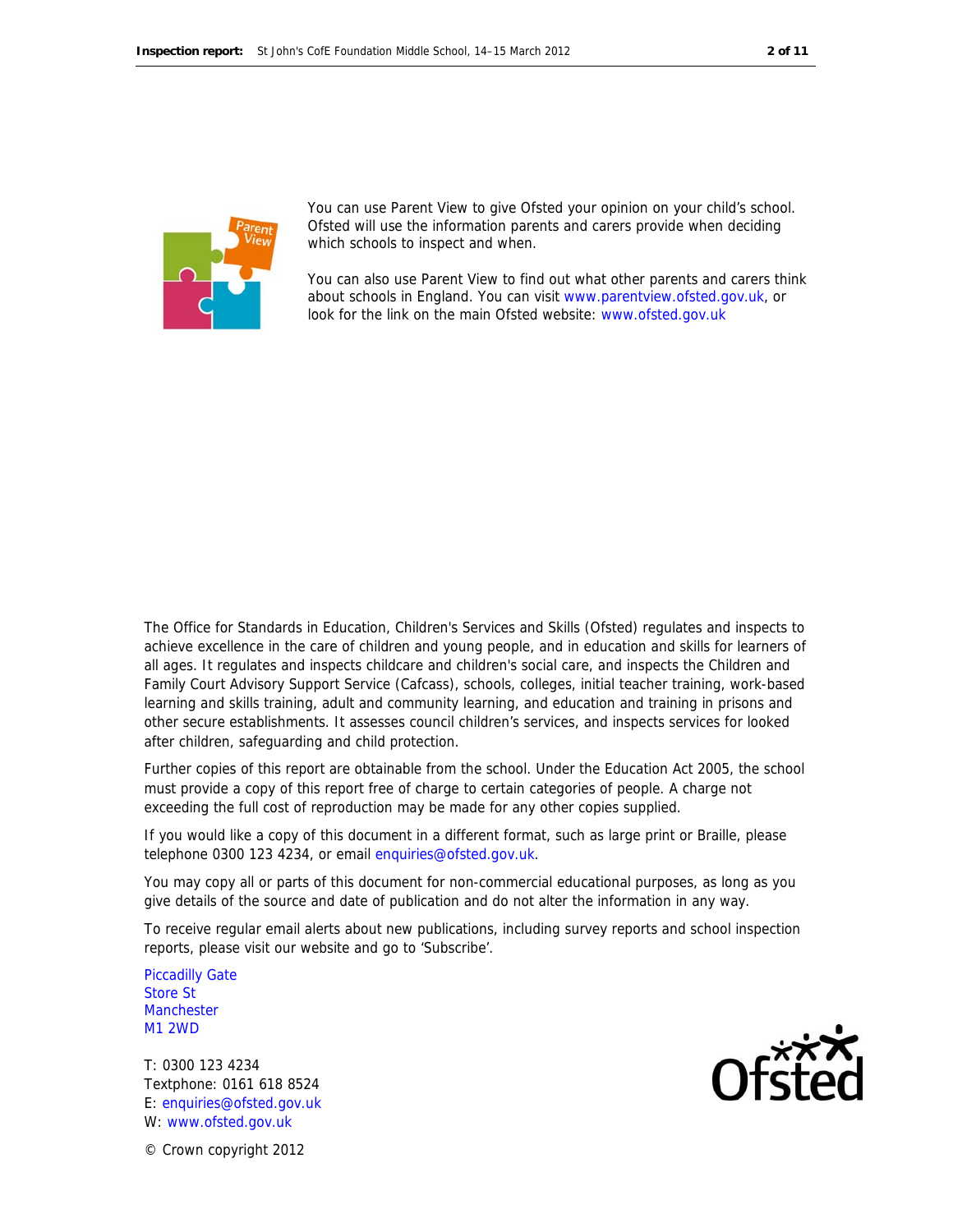You can use Parent View to give Ofsted your opinion on your child's school. Ofsted will use the information parents and carers provide when deciding which schools to inspect and when.

You can also use Parent View to find out what other parents and carers think about schools in England. You can visit www.parentview.ofsted.gov.uk, or look for the link on the main Ofsted website: www.ofsted.gov.uk

The Office for Standards in Education, Children's Services and Skills (Ofsted) regulates and inspects to achieve excellence in the care of children and young people, and in education and skills for learners of all ages. It regulates and inspects childcare and children's social care, and inspects the Children and Family Court Advisory Support Service (Cafcass), schools, colleges, initial teacher training, work-based learning and skills training, adult and community learning, and education and training in prisons and other secure establishments. It assesses council children's services, and inspects services for looked after children, safeguarding and child protection.

Further copies of this report are obtainable from the school. Under the Education Act 2005, the school must provide a copy of this report free of charge to certain categories of people. A charge not exceeding the full cost of reproduction may be made for any other copies supplied.

If you would like a copy of this document in a different format, such as large print or Braille, please telephone 0300 123 4234, or email enquiries@ofsted.gov.uk.

You may copy all or parts of this document for non-commercial educational purposes, as long as you give details of the source and date of publication and do not alter the information in any way.

To receive regular email alerts about new publications, including survey reports and school inspection reports, please visit our website and go to 'Subscribe'.

Piccadilly Gate
Store St
Manchester
M1 2WD

T: 0300 123 4234
Textphone: 0161 618 8524
E: enquiries@ofsted.gov.uk
W: www.ofsted.gov.uk

© Crown copyright 2012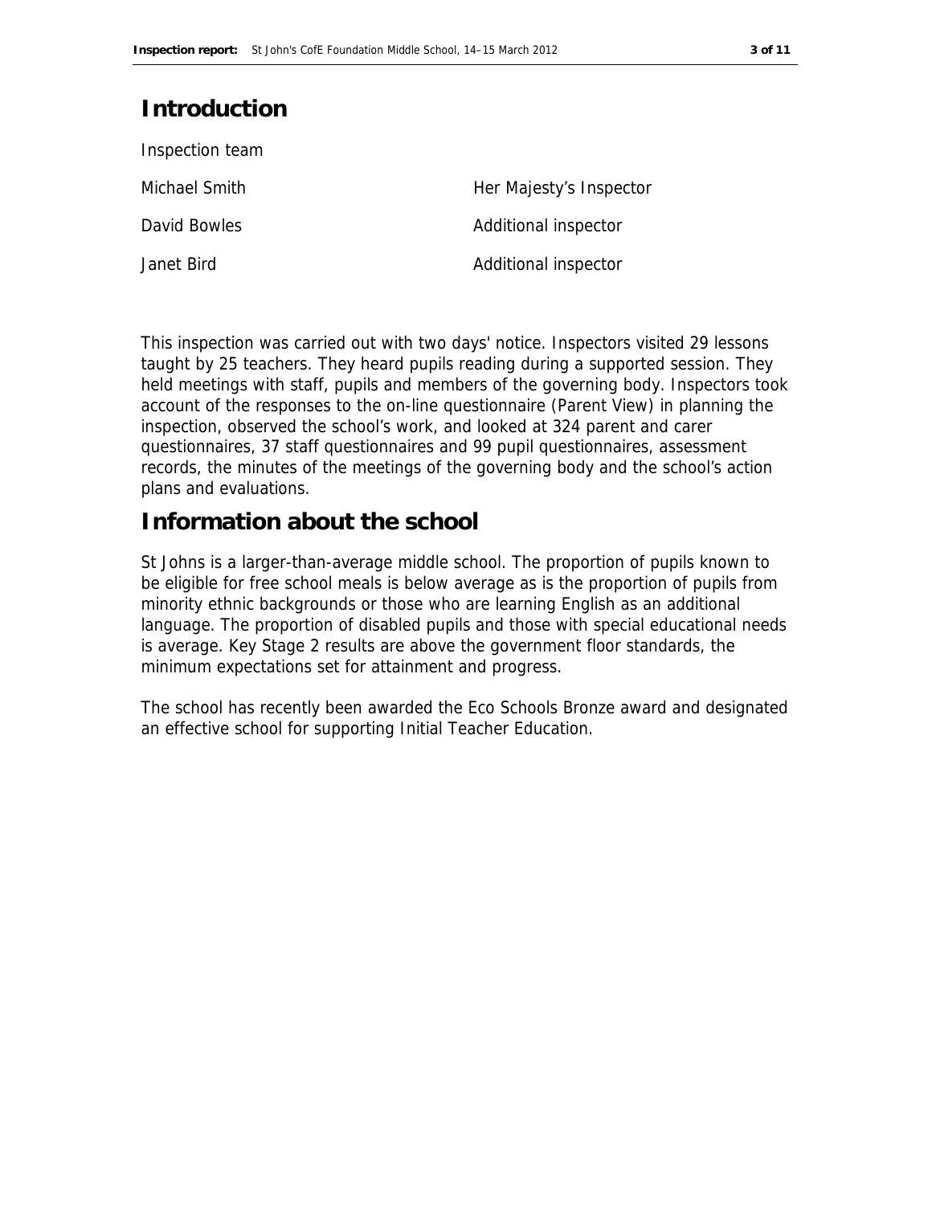# Introduction

Inspection team

| | |
|---|---|
| Michael Smith | Her Majesty's Inspector |
| David Bowles | Additional inspector |
| Janet Bird | Additional inspector |

This inspection was carried out with two days' notice. Inspectors visited 29 lessons taught by 25 teachers. They heard pupils reading during a supported session. They held meetings with staff, pupils and members of the governing body. Inspectors took account of the responses to the on-line questionnaire (Parent View) in planning the inspection, observed the school's work, and looked at 324 parent and carer questionnaires, 37 staff questionnaires and 99 pupil questionnaires, assessment records, the minutes of the meetings of the governing body and the school's action plans and evaluations.

# Information about the school

St Johns is a larger-than-average middle school. The proportion of pupils known to be eligible for free school meals is below average as is the proportion of pupils from minority ethnic backgrounds or those who are learning English as an additional language. The proportion of disabled pupils and those with special educational needs is average. Key Stage 2 results are above the government floor standards, the minimum expectations set for attainment and progress.

The school has recently been awarded the Eco Schools Bronze award and designated an effective school for supporting Initial Teacher Education.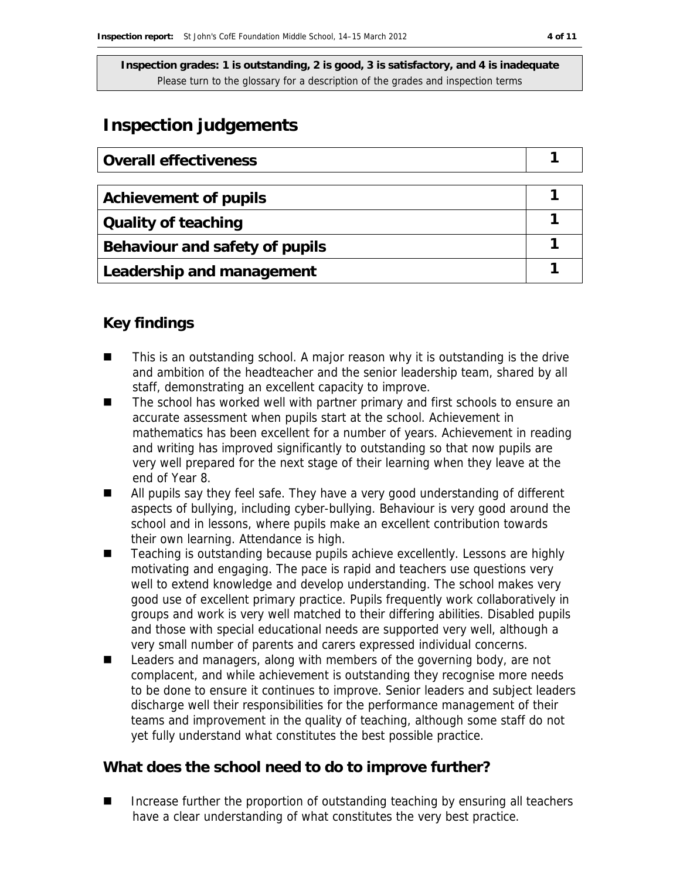**Inspection grades: 1 is outstanding, 2 is good, 3 is satisfactory, and 4 is inadequate**
Please turn to the glossary for a description of the grades and inspection terms

# Inspection judgements

| Overall effectiveness | 1 |
|---|---|

| Achievement of pupils | 1 |
|---|---|
| Quality of teaching | 1 |
| Behaviour and safety of pupils | 1 |
| Leadership and management | 1 |

## Key findings

- This is an outstanding school. A major reason why it is outstanding is the drive and ambition of the headteacher and the senior leadership team, shared by all staff, demonstrating an excellent capacity to improve.
- The school has worked well with partner primary and first schools to ensure an accurate assessment when pupils start at the school. Achievement in mathematics has been excellent for a number of years. Achievement in reading and writing has improved significantly to outstanding so that now pupils are very well prepared for the next stage of their learning when they leave at the end of Year 8.
- All pupils say they feel safe. They have a very good understanding of different aspects of bullying, including cyber-bullying. Behaviour is very good around the school and in lessons, where pupils make an excellent contribution towards their own learning. Attendance is high.
- Teaching is outstanding because pupils achieve excellently. Lessons are highly motivating and engaging. The pace is rapid and teachers use questions very well to extend knowledge and develop understanding. The school makes very good use of excellent primary practice. Pupils frequently work collaboratively in groups and work is very well matched to their differing abilities. Disabled pupils and those with special educational needs are supported very well, although a very small number of parents and carers expressed individual concerns.
- Leaders and managers, along with members of the governing body, are not complacent, and while achievement is outstanding they recognise more needs to be done to ensure it continues to improve. Senior leaders and subject leaders discharge well their responsibilities for the performance management of their teams and improvement in the quality of teaching, although some staff do not yet fully understand what constitutes the best possible practice.

## What does the school need to do to improve further?

- Increase further the proportion of outstanding teaching by ensuring all teachers have a clear understanding of what constitutes the very best practice.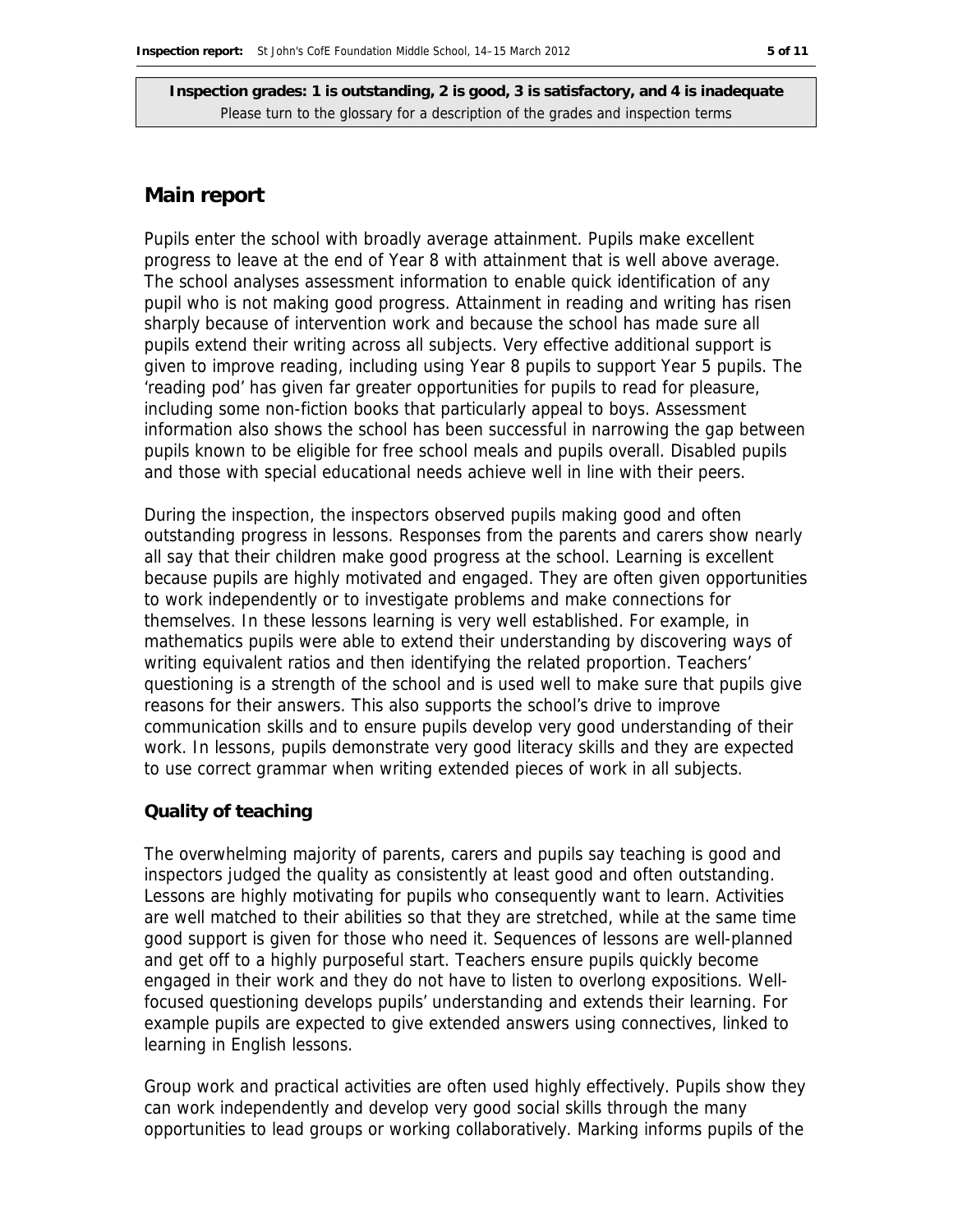**Inspection grades: 1 is outstanding, 2 is good, 3 is satisfactory, and 4 is inadequate**
Please turn to the glossary for a description of the grades and inspection terms

## Main report

Pupils enter the school with broadly average attainment. Pupils make excellent progress to leave at the end of Year 8 with attainment that is well above average. The school analyses assessment information to enable quick identification of any pupil who is not making good progress. Attainment in reading and writing has risen sharply because of intervention work and because the school has made sure all pupils extend their writing across all subjects. Very effective additional support is given to improve reading, including using Year 8 pupils to support Year 5 pupils. The 'reading pod' has given far greater opportunities for pupils to read for pleasure, including some non-fiction books that particularly appeal to boys. Assessment information also shows the school has been successful in narrowing the gap between pupils known to be eligible for free school meals and pupils overall. Disabled pupils and those with special educational needs achieve well in line with their peers.

During the inspection, the inspectors observed pupils making good and often outstanding progress in lessons. Responses from the parents and carers show nearly all say that their children make good progress at the school. Learning is excellent because pupils are highly motivated and engaged. They are often given opportunities to work independently or to investigate problems and make connections for themselves. In these lessons learning is very well established. For example, in mathematics pupils were able to extend their understanding by discovering ways of writing equivalent ratios and then identifying the related proportion. Teachers' questioning is a strength of the school and is used well to make sure that pupils give reasons for their answers. This also supports the school's drive to improve communication skills and to ensure pupils develop very good understanding of their work. In lessons, pupils demonstrate very good literacy skills and they are expected to use correct grammar when writing extended pieces of work in all subjects.

### Quality of teaching

The overwhelming majority of parents, carers and pupils say teaching is good and inspectors judged the quality as consistently at least good and often outstanding. Lessons are highly motivating for pupils who consequently want to learn. Activities are well matched to their abilities so that they are stretched, while at the same time good support is given for those who need it. Sequences of lessons are well-planned and get off to a highly purposeful start. Teachers ensure pupils quickly become engaged in their work and they do not have to listen to overlong expositions. Well-focused questioning develops pupils' understanding and extends their learning. For example pupils are expected to give extended answers using connectives, linked to learning in English lessons.

Group work and practical activities are often used highly effectively. Pupils show they can work independently and develop very good social skills through the many opportunities to lead groups or working collaboratively. Marking informs pupils of the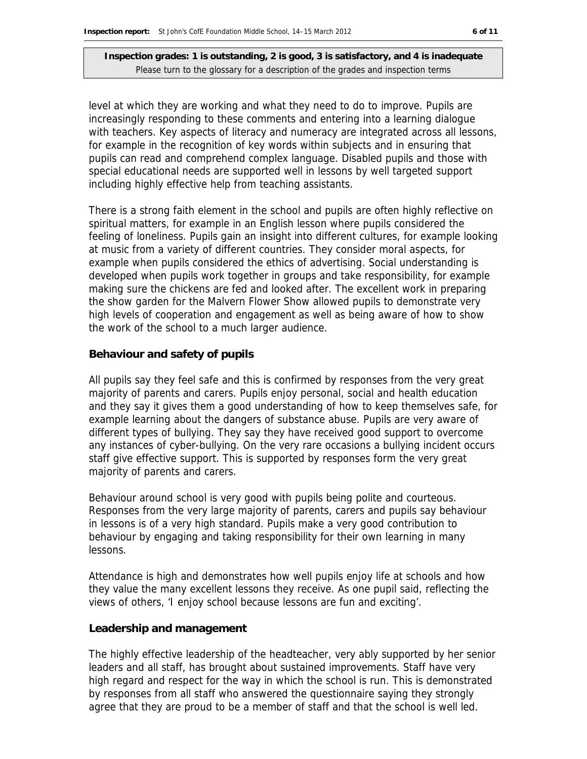**Inspection grades: 1 is outstanding, 2 is good, 3 is satisfactory, and 4 is inadequate**
Please turn to the glossary for a description of the grades and inspection terms

level at which they are working and what they need to do to improve. Pupils are increasingly responding to these comments and entering into a learning dialogue with teachers. Key aspects of literacy and numeracy are integrated across all lessons, for example in the recognition of key words within subjects and in ensuring that pupils can read and comprehend complex language. Disabled pupils and those with special educational needs are supported well in lessons by well targeted support including highly effective help from teaching assistants.

There is a strong faith element in the school and pupils are often highly reflective on spiritual matters, for example in an English lesson where pupils considered the feeling of loneliness. Pupils gain an insight into different cultures, for example looking at music from a variety of different countries. They consider moral aspects, for example when pupils considered the ethics of advertising. Social understanding is developed when pupils work together in groups and take responsibility, for example making sure the chickens are fed and looked after. The excellent work in preparing the show garden for the Malvern Flower Show allowed pupils to demonstrate very high levels of cooperation and engagement as well as being aware of how to show the work of the school to a much larger audience.

### Behaviour and safety of pupils

All pupils say they feel safe and this is confirmed by responses from the very great majority of parents and carers. Pupils enjoy personal, social and health education and they say it gives them a good understanding of how to keep themselves safe, for example learning about the dangers of substance abuse. Pupils are very aware of different types of bullying. They say they have received good support to overcome any instances of cyber-bullying. On the very rare occasions a bullying incident occurs staff give effective support. This is supported by responses form the very great majority of parents and carers.

Behaviour around school is very good with pupils being polite and courteous. Responses from the very large majority of parents, carers and pupils say behaviour in lessons is of a very high standard. Pupils make a very good contribution to behaviour by engaging and taking responsibility for their own learning in many lessons.

Attendance is high and demonstrates how well pupils enjoy life at schools and how they value the many excellent lessons they receive. As one pupil said, reflecting the views of others, 'I enjoy school because lessons are fun and exciting'.

### Leadership and management

The highly effective leadership of the headteacher, very ably supported by her senior leaders and all staff, has brought about sustained improvements. Staff have very high regard and respect for the way in which the school is run. This is demonstrated by responses from all staff who answered the questionnaire saying they strongly agree that they are proud to be a member of staff and that the school is well led.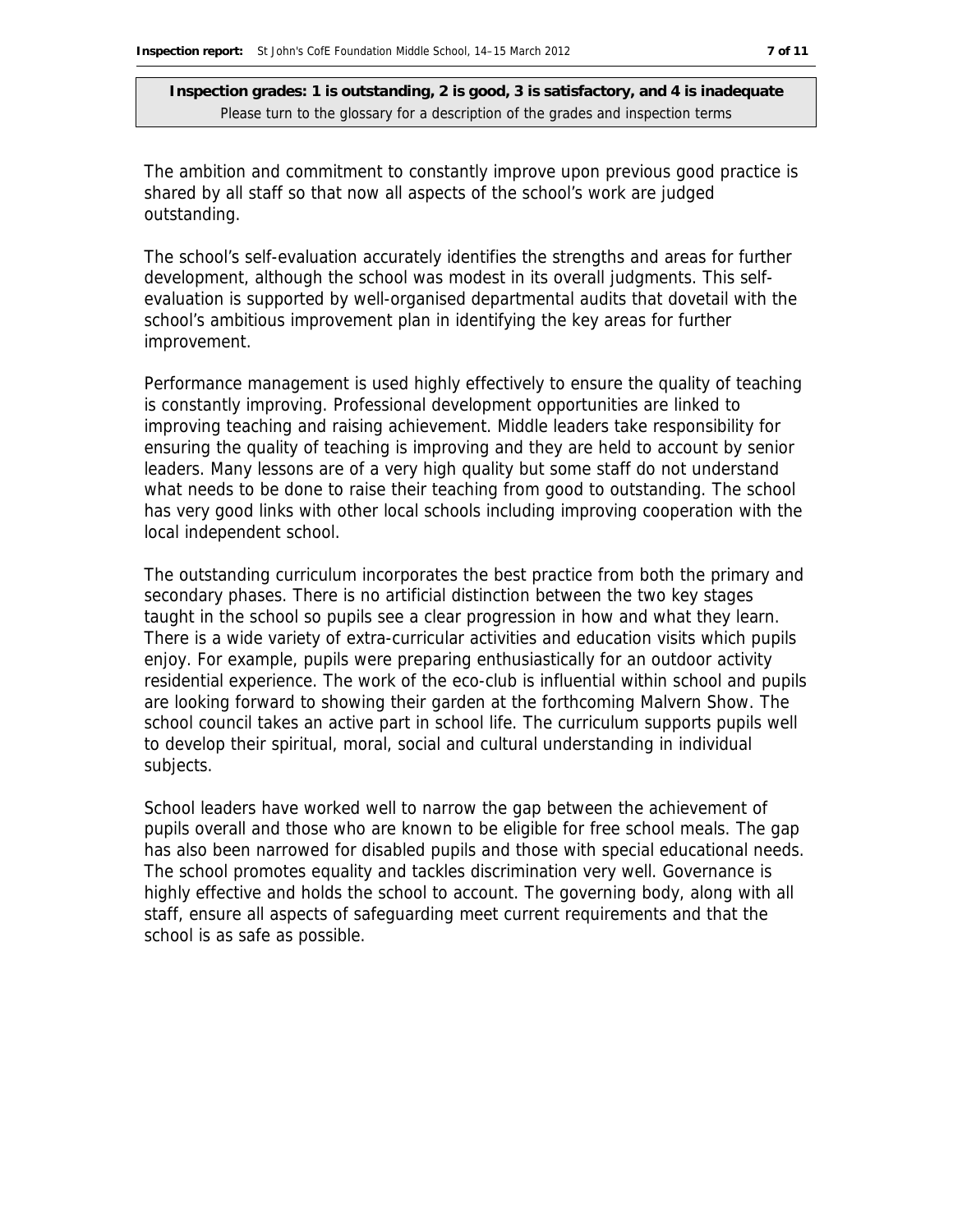**Inspection grades: 1 is outstanding, 2 is good, 3 is satisfactory, and 4 is inadequate**
Please turn to the glossary for a description of the grades and inspection terms

The ambition and commitment to constantly improve upon previous good practice is shared by all staff so that now all aspects of the school's work are judged outstanding.

The school's self-evaluation accurately identifies the strengths and areas for further development, although the school was modest in its overall judgments. This self-evaluation is supported by well-organised departmental audits that dovetail with the school's ambitious improvement plan in identifying the key areas for further improvement.

Performance management is used highly effectively to ensure the quality of teaching is constantly improving. Professional development opportunities are linked to improving teaching and raising achievement. Middle leaders take responsibility for ensuring the quality of teaching is improving and they are held to account by senior leaders. Many lessons are of a very high quality but some staff do not understand what needs to be done to raise their teaching from good to outstanding. The school has very good links with other local schools including improving cooperation with the local independent school.

The outstanding curriculum incorporates the best practice from both the primary and secondary phases. There is no artificial distinction between the two key stages taught in the school so pupils see a clear progression in how and what they learn. There is a wide variety of extra-curricular activities and education visits which pupils enjoy. For example, pupils were preparing enthusiastically for an outdoor activity residential experience. The work of the eco-club is influential within school and pupils are looking forward to showing their garden at the forthcoming Malvern Show. The school council takes an active part in school life. The curriculum supports pupils well to develop their spiritual, moral, social and cultural understanding in individual subjects.

School leaders have worked well to narrow the gap between the achievement of pupils overall and those who are known to be eligible for free school meals. The gap has also been narrowed for disabled pupils and those with special educational needs. The school promotes equality and tackles discrimination very well. Governance is highly effective and holds the school to account. The governing body, along with all staff, ensure all aspects of safeguarding meet current requirements and that the school is as safe as possible.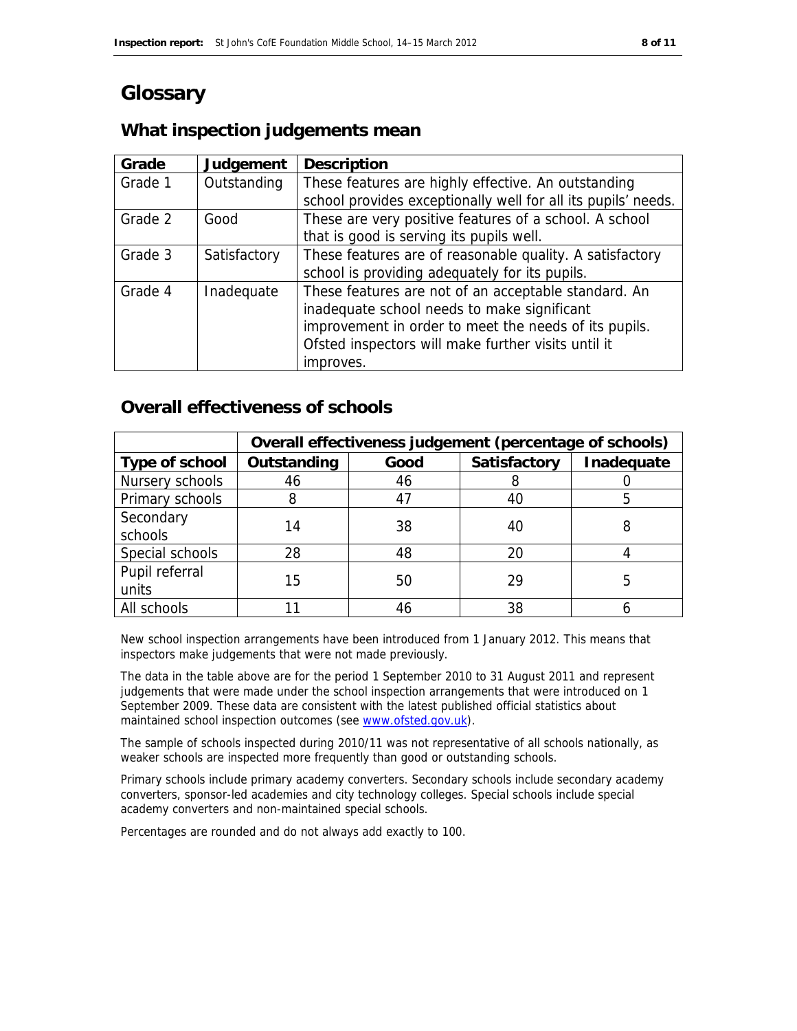# Glossary

## What inspection judgements mean

| Grade | Judgement | Description |
| --- | --- | --- |
| Grade 1 | Outstanding | These features are highly effective. An outstanding school provides exceptionally well for all its pupils' needs. |
| Grade 2 | Good | These are very positive features of a school. A school that is good is serving its pupils well. |
| Grade 3 | Satisfactory | These features are of reasonable quality. A satisfactory school is providing adequately for its pupils. |
| Grade 4 | Inadequate | These features are not of an acceptable standard. An inadequate school needs to make significant improvement in order to meet the needs of its pupils. Ofsted inspectors will make further visits until it improves. |

## Overall effectiveness of schools

| | Overall effectiveness judgement (percentage of schools) | | | |
| --- | --- | --- | --- | --- |
| **Type of school** | **Outstanding** | **Good** | **Satisfactory** | **Inadequate** |
| Nursery schools | 46 | 46 | 8 | 0 |
| Primary schools | 8 | 47 | 40 | 5 |
| Secondary schools | 14 | 38 | 40 | 8 |
| Special schools | 28 | 48 | 20 | 4 |
| Pupil referral units | 15 | 50 | 29 | 5 |
| All schools | 11 | 46 | 38 | 6 |

New school inspection arrangements have been introduced from 1 January 2012. This means that inspectors make judgements that were not made previously.

The data in the table above are for the period 1 September 2010 to 31 August 2011 and represent judgements that were made under the school inspection arrangements that were introduced on 1 September 2009. These data are consistent with the latest published official statistics about maintained school inspection outcomes (see www.ofsted.gov.uk).

The sample of schools inspected during 2010/11 was not representative of all schools nationally, as weaker schools are inspected more frequently than good or outstanding schools.

Primary schools include primary academy converters. Secondary schools include secondary academy converters, sponsor-led academies and city technology colleges. Special schools include special academy converters and non-maintained special schools.

Percentages are rounded and do not always add exactly to 100.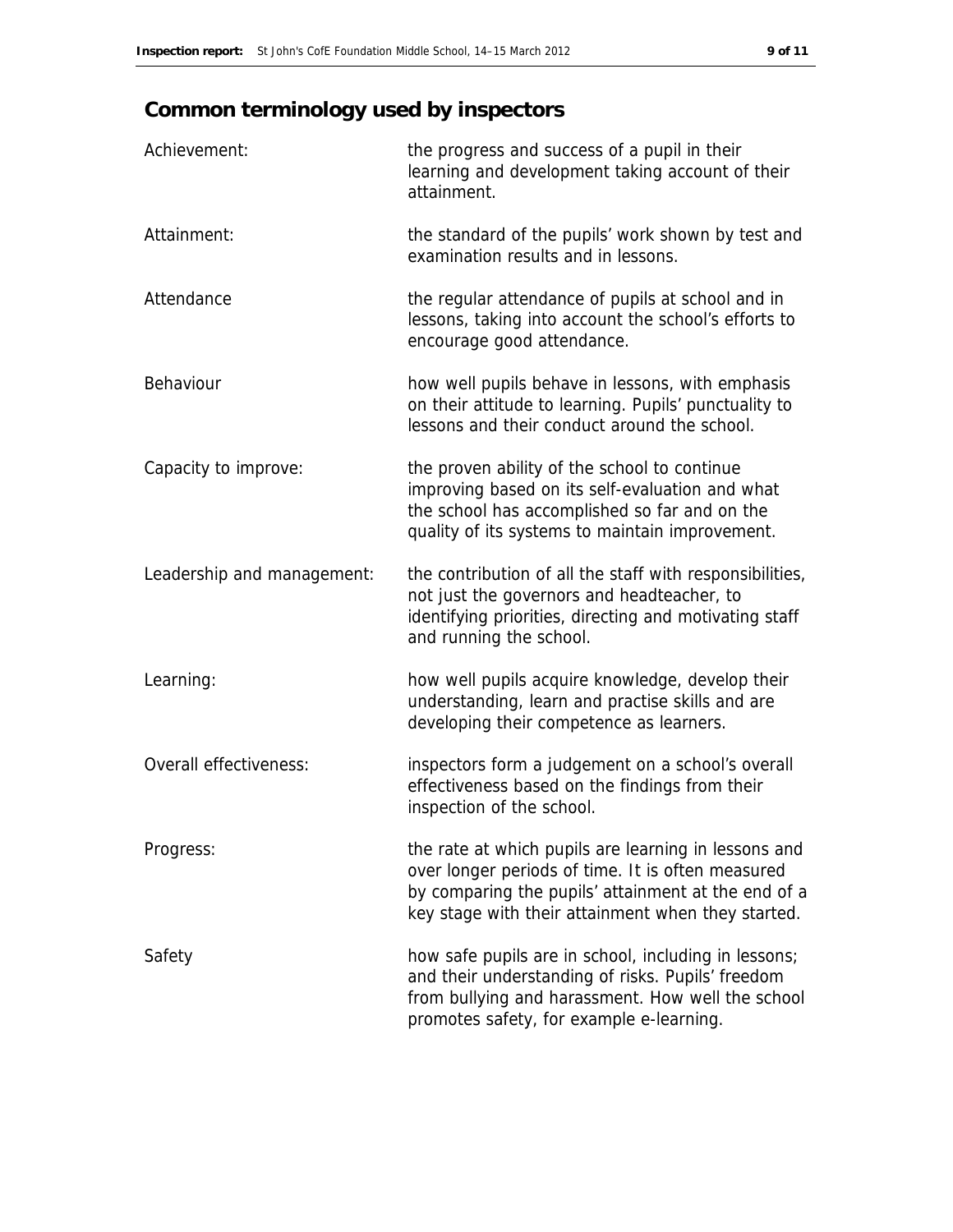## Common terminology used by inspectors

| | |
|---|---|
| Achievement: | the progress and success of a pupil in their learning and development taking account of their attainment. |
| Attainment: | the standard of the pupils' work shown by test and examination results and in lessons. |
| Attendance | the regular attendance of pupils at school and in lessons, taking into account the school's efforts to encourage good attendance. |
| Behaviour | how well pupils behave in lessons, with emphasis on their attitude to learning. Pupils' punctuality to lessons and their conduct around the school. |
| Capacity to improve: | the proven ability of the school to continue improving based on its self-evaluation and what the school has accomplished so far and on the quality of its systems to maintain improvement. |
| Leadership and management: | the contribution of all the staff with responsibilities, not just the governors and headteacher, to identifying priorities, directing and motivating staff and running the school. |
| Learning: | how well pupils acquire knowledge, develop their understanding, learn and practise skills and are developing their competence as learners. |
| Overall effectiveness: | inspectors form a judgement on a school's overall effectiveness based on the findings from their inspection of the school. |
| Progress: | the rate at which pupils are learning in lessons and over longer periods of time. It is often measured by comparing the pupils' attainment at the end of a key stage with their attainment when they started. |
| Safety | how safe pupils are in school, including in lessons; and their understanding of risks. Pupils' freedom from bullying and harassment. How well the school promotes safety, for example e-learning. |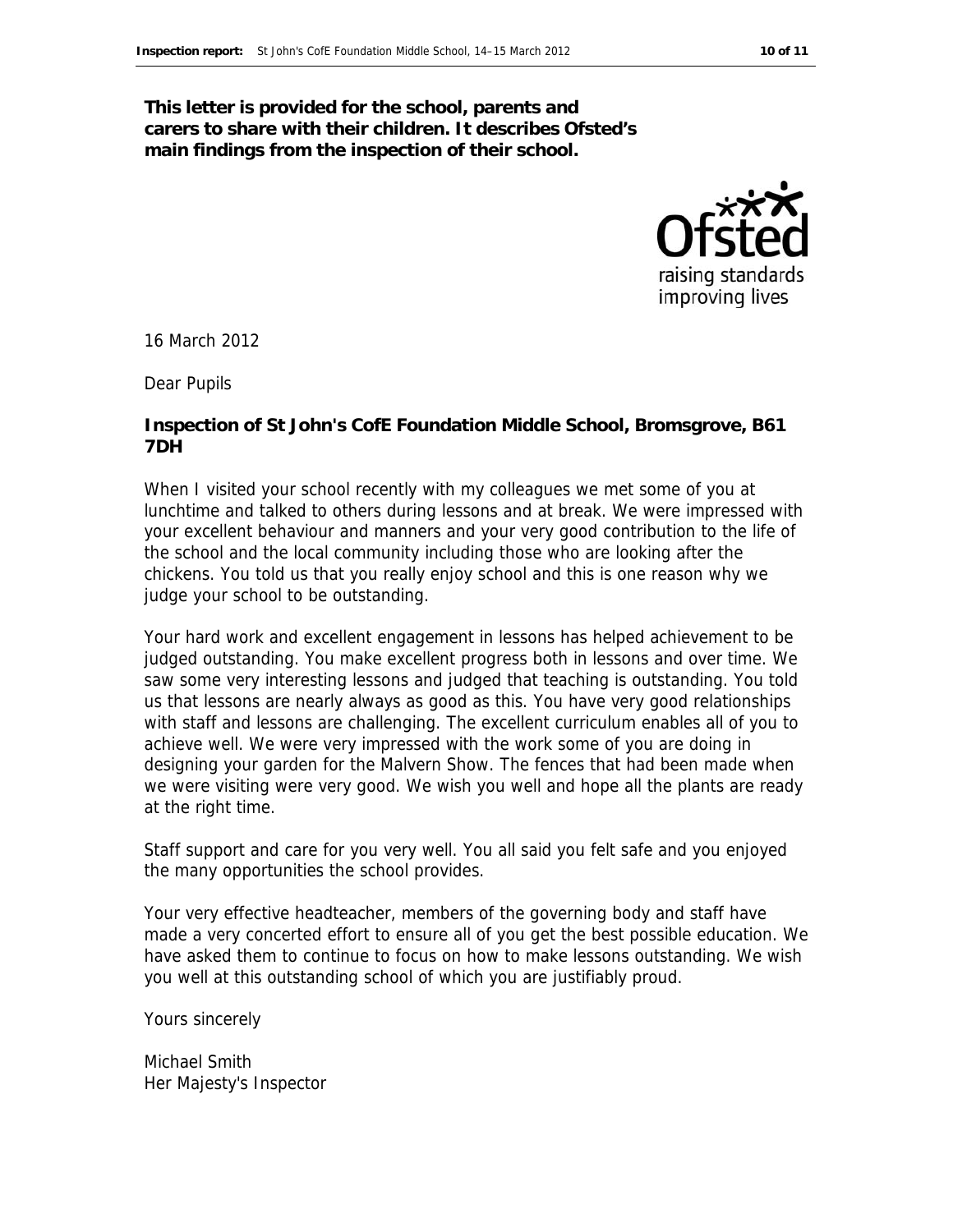**This letter is provided for the school, parents and carers to share with their children. It describes Ofsted's main findings from the inspection of their school.**

16 March 2012

Dear Pupils

**Inspection of St John's CofE Foundation Middle School, Bromsgrove, B61 7DH**

When I visited your school recently with my colleagues we met some of you at lunchtime and talked to others during lessons and at break. We were impressed with your excellent behaviour and manners and your very good contribution to the life of the school and the local community including those who are looking after the chickens. You told us that you really enjoy school and this is one reason why we judge your school to be outstanding.

Your hard work and excellent engagement in lessons has helped achievement to be judged outstanding. You make excellent progress both in lessons and over time. We saw some very interesting lessons and judged that teaching is outstanding. You told us that lessons are nearly always as good as this. You have very good relationships with staff and lessons are challenging. The excellent curriculum enables all of you to achieve well. We were very impressed with the work some of you are doing in designing your garden for the Malvern Show. The fences that had been made when we were visiting were very good. We wish you well and hope all the plants are ready at the right time.

Staff support and care for you very well. You all said you felt safe and you enjoyed the many opportunities the school provides.

Your very effective headteacher, members of the governing body and staff have made a very concerted effort to ensure all of you get the best possible education. We have asked them to continue to focus on how to make lessons outstanding. We wish you well at this outstanding school of which you are justifiably proud.

Yours sincerely

Michael Smith
Her Majesty's Inspector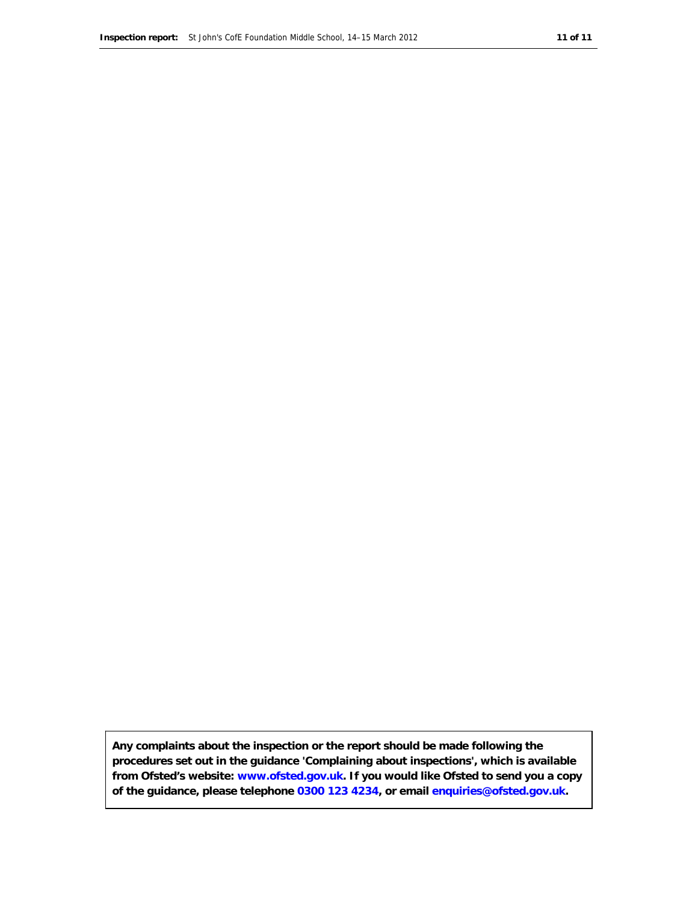**Any complaints about the inspection or the report should be made following the procedures set out in the guidance 'Complaining about inspections', which is available from Ofsted's website: www.ofsted.gov.uk. If you would like Ofsted to send you a copy of the guidance, please telephone 0300 123 4234, or email enquiries@ofsted.gov.uk.**